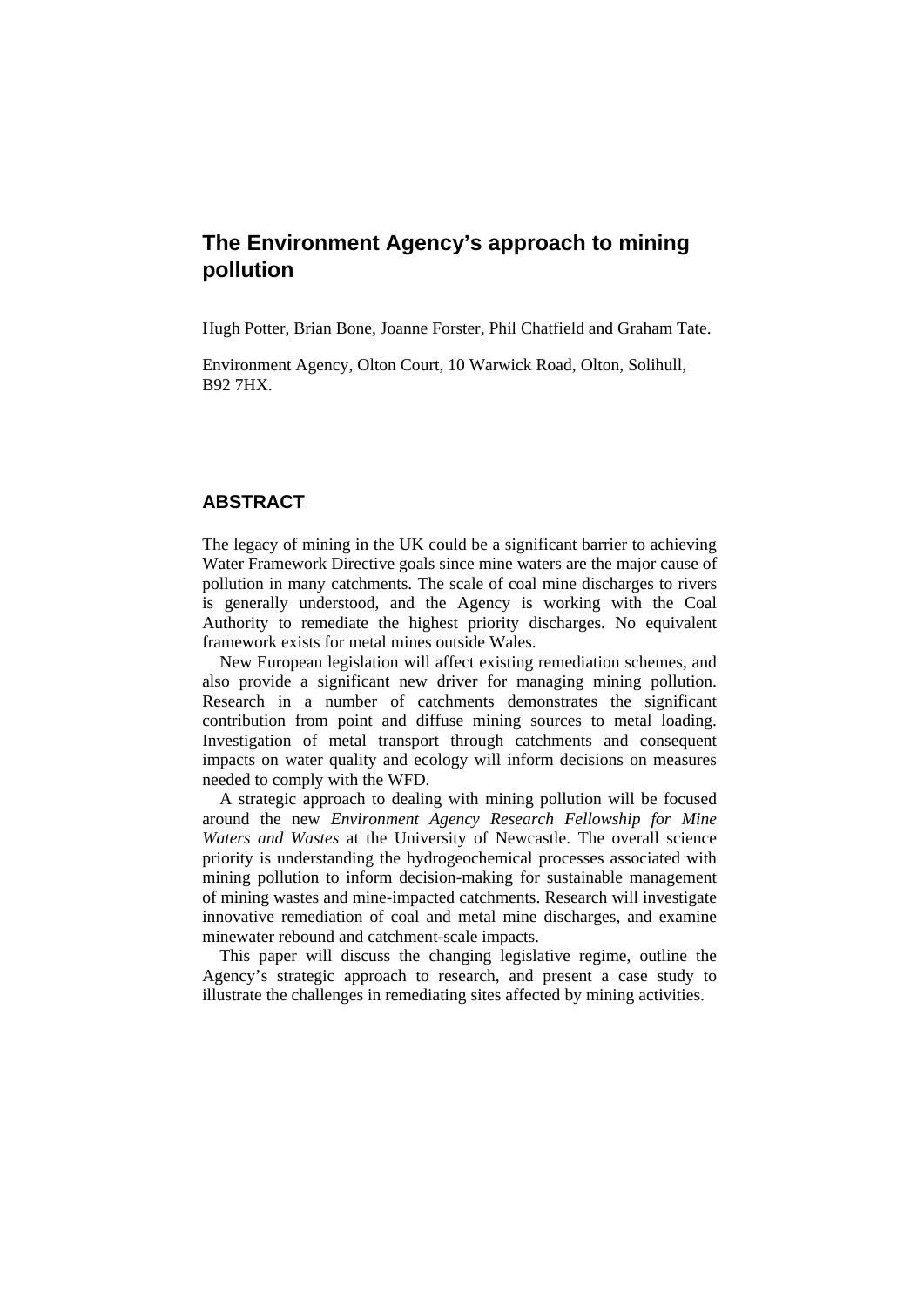# The Environment Agency's approach to mining pollution

Hugh Potter, Brian Bone, Joanne Forster, Phil Chatfield and Graham Tate.

Environment Agency, Olton Court, 10 Warwick Road, Olton, Solihull, B92 7HX.

## ABSTRACT

The legacy of mining in the UK could be a significant barrier to achieving Water Framework Directive goals since mine waters are the major cause of pollution in many catchments. The scale of coal mine discharges to rivers is generally understood, and the Agency is working with the Coal Authority to remediate the highest priority discharges. No equivalent framework exists for metal mines outside Wales.

New European legislation will affect existing remediation schemes, and also provide a significant new driver for managing mining pollution. Research in a number of catchments demonstrates the significant contribution from point and diffuse mining sources to metal loading. Investigation of metal transport through catchments and consequent impacts on water quality and ecology will inform decisions on measures needed to comply with the WFD.

A strategic approach to dealing with mining pollution will be focused around the new *Environment Agency Research Fellowship for Mine Waters and Wastes* at the University of Newcastle. The overall science priority is understanding the hydrogeochemical processes associated with mining pollution to inform decision-making for sustainable management of mining wastes and mine-impacted catchments. Research will investigate innovative remediation of coal and metal mine discharges, and examine minewater rebound and catchment-scale impacts.

This paper will discuss the changing legislative regime, outline the Agency's strategic approach to research, and present a case study to illustrate the challenges in remediating sites affected by mining activities.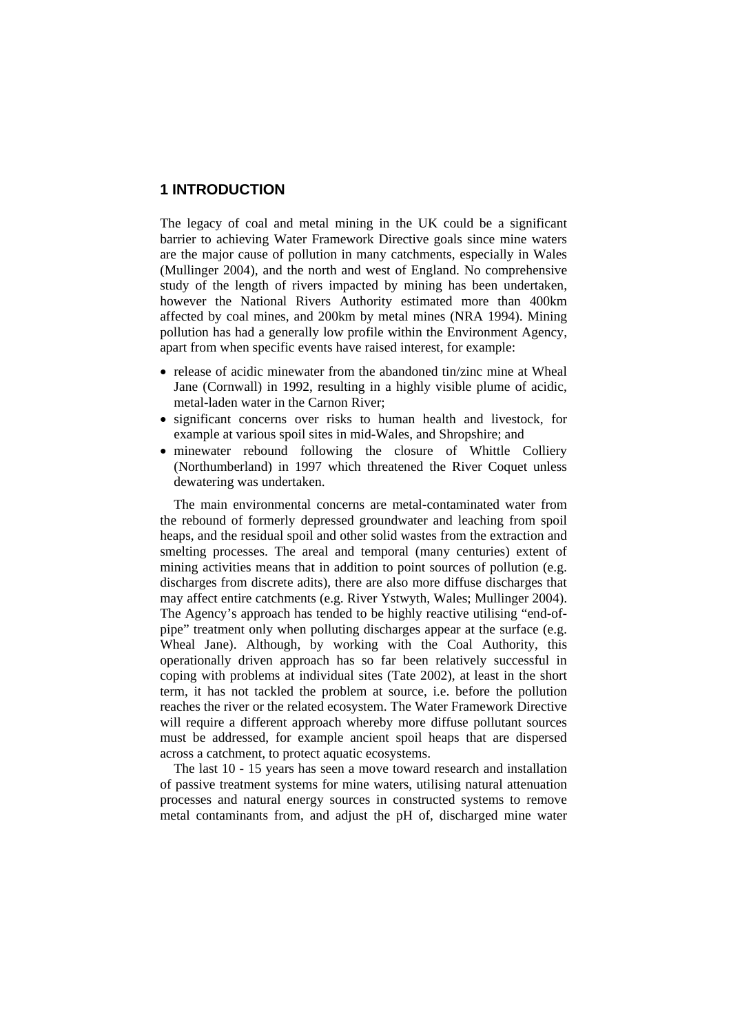# 1 INTRODUCTION

The legacy of coal and metal mining in the UK could be a significant barrier to achieving Water Framework Directive goals since mine waters are the major cause of pollution in many catchments, especially in Wales (Mullinger 2004), and the north and west of England. No comprehensive study of the length of rivers impacted by mining has been undertaken, however the National Rivers Authority estimated more than 400km affected by coal mines, and 200km by metal mines (NRA 1994). Mining pollution has had a generally low profile within the Environment Agency, apart from when specific events have raised interest, for example:

- release of acidic minewater from the abandoned tin/zinc mine at Wheal Jane (Cornwall) in 1992, resulting in a highly visible plume of acidic, metal-laden water in the Carnon River;
- significant concerns over risks to human health and livestock, for example at various spoil sites in mid-Wales, and Shropshire; and
- minewater rebound following the closure of Whittle Colliery (Northumberland) in 1997 which threatened the River Coquet unless dewatering was undertaken.

The main environmental concerns are metal-contaminated water from the rebound of formerly depressed groundwater and leaching from spoil heaps, and the residual spoil and other solid wastes from the extraction and smelting processes. The areal and temporal (many centuries) extent of mining activities means that in addition to point sources of pollution (e.g. discharges from discrete adits), there are also more diffuse discharges that may affect entire catchments (e.g. River Ystwyth, Wales; Mullinger 2004). The Agency's approach has tended to be highly reactive utilising "end-of-pipe" treatment only when polluting discharges appear at the surface (e.g. Wheal Jane). Although, by working with the Coal Authority, this operationally driven approach has so far been relatively successful in coping with problems at individual sites (Tate 2002), at least in the short term, it has not tackled the problem at source, i.e. before the pollution reaches the river or the related ecosystem. The Water Framework Directive will require a different approach whereby more diffuse pollutant sources must be addressed, for example ancient spoil heaps that are dispersed across a catchment, to protect aquatic ecosystems.

The last 10 - 15 years has seen a move toward research and installation of passive treatment systems for mine waters, utilising natural attenuation processes and natural energy sources in constructed systems to remove metal contaminants from, and adjust the pH of, discharged mine water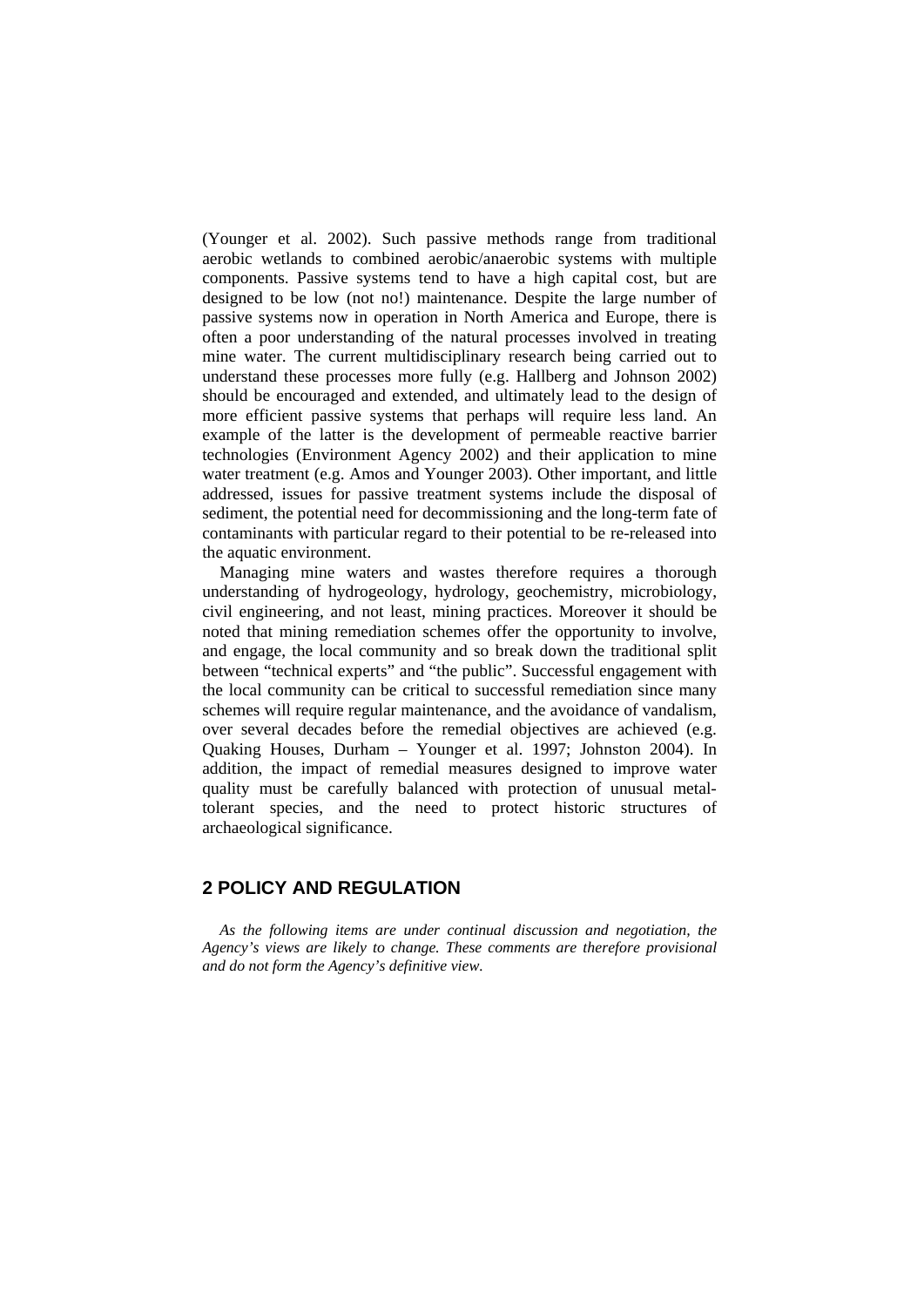(Younger et al. 2002). Such passive methods range from traditional aerobic wetlands to combined aerobic/anaerobic systems with multiple components. Passive systems tend to have a high capital cost, but are designed to be low (not no!) maintenance. Despite the large number of passive systems now in operation in North America and Europe, there is often a poor understanding of the natural processes involved in treating mine water. The current multidisciplinary research being carried out to understand these processes more fully (e.g. Hallberg and Johnson 2002) should be encouraged and extended, and ultimately lead to the design of more efficient passive systems that perhaps will require less land. An example of the latter is the development of permeable reactive barrier technologies (Environment Agency 2002) and their application to mine water treatment (e.g. Amos and Younger 2003). Other important, and little addressed, issues for passive treatment systems include the disposal of sediment, the potential need for decommissioning and the long-term fate of contaminants with particular regard to their potential to be re-released into the aquatic environment.

Managing mine waters and wastes therefore requires a thorough understanding of hydrogeology, hydrology, geochemistry, microbiology, civil engineering, and not least, mining practices. Moreover it should be noted that mining remediation schemes offer the opportunity to involve, and engage, the local community and so break down the traditional split between "technical experts" and "the public". Successful engagement with the local community can be critical to successful remediation since many schemes will require regular maintenance, and the avoidance of vandalism, over several decades before the remedial objectives are achieved (e.g. Quaking Houses, Durham – Younger et al. 1997; Johnston 2004). In addition, the impact of remedial measures designed to improve water quality must be carefully balanced with protection of unusual metal-tolerant species, and the need to protect historic structures of archaeological significance.

## 2 POLICY AND REGULATION

*As the following items are under continual discussion and negotiation, the Agency's views are likely to change. These comments are therefore provisional and do not form the Agency's definitive view.*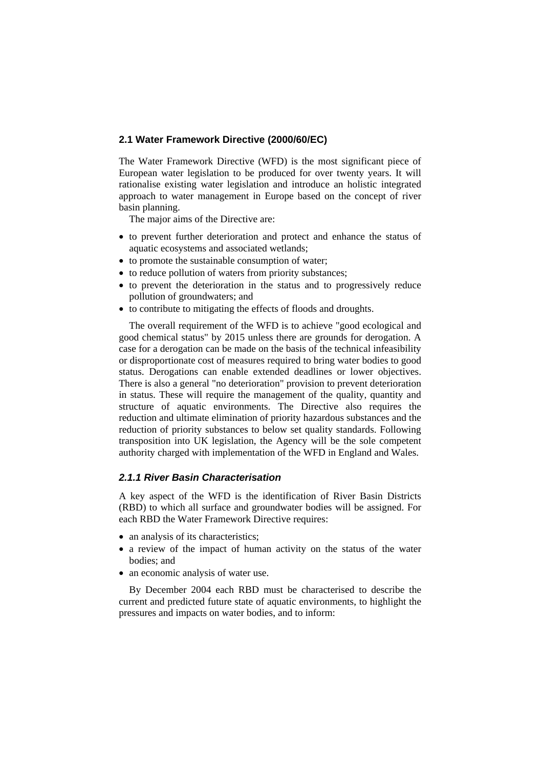## 2.1 Water Framework Directive (2000/60/EC)

The Water Framework Directive (WFD) is the most significant piece of European water legislation to be produced for over twenty years. It will rationalise existing water legislation and introduce an holistic integrated approach to water management in Europe based on the concept of river basin planning.

The major aims of the Directive are:

- to prevent further deterioration and protect and enhance the status of aquatic ecosystems and associated wetlands;
- to promote the sustainable consumption of water;
- to reduce pollution of waters from priority substances;
- to prevent the deterioration in the status and to progressively reduce pollution of groundwaters; and
- to contribute to mitigating the effects of floods and droughts.

The overall requirement of the WFD is to achieve "good ecological and good chemical status" by 2015 unless there are grounds for derogation. A case for a derogation can be made on the basis of the technical infeasibility or disproportionate cost of measures required to bring water bodies to good status. Derogations can enable extended deadlines or lower objectives. There is also a general "no deterioration" provision to prevent deterioration in status. These will require the management of the quality, quantity and structure of aquatic environments. The Directive also requires the reduction and ultimate elimination of priority hazardous substances and the reduction of priority substances to below set quality standards. Following transposition into UK legislation, the Agency will be the sole competent authority charged with implementation of the WFD in England and Wales.

### *2.1.1 River Basin Characterisation*

A key aspect of the WFD is the identification of River Basin Districts (RBD) to which all surface and groundwater bodies will be assigned. For each RBD the Water Framework Directive requires:

- an analysis of its characteristics;
- a review of the impact of human activity on the status of the water bodies; and
- an economic analysis of water use.

By December 2004 each RBD must be characterised to describe the current and predicted future state of aquatic environments, to highlight the pressures and impacts on water bodies, and to inform: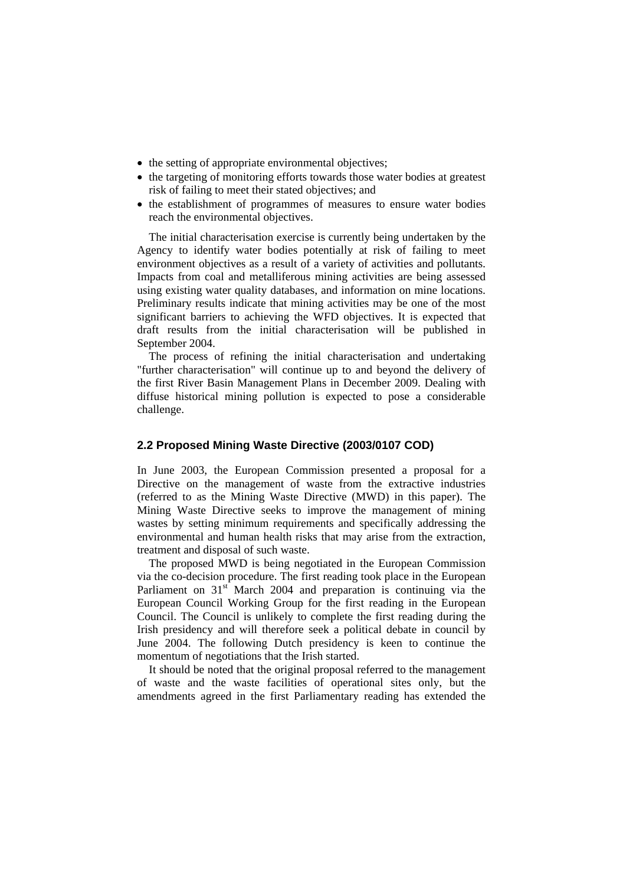- the setting of appropriate environmental objectives;
- the targeting of monitoring efforts towards those water bodies at greatest risk of failing to meet their stated objectives; and
- the establishment of programmes of measures to ensure water bodies reach the environmental objectives.

The initial characterisation exercise is currently being undertaken by the Agency to identify water bodies potentially at risk of failing to meet environment objectives as a result of a variety of activities and pollutants. Impacts from coal and metalliferous mining activities are being assessed using existing water quality databases, and information on mine locations. Preliminary results indicate that mining activities may be one of the most significant barriers to achieving the WFD objectives. It is expected that draft results from the initial characterisation will be published in September 2004.

The process of refining the initial characterisation and undertaking "further characterisation" will continue up to and beyond the delivery of the first River Basin Management Plans in December 2009. Dealing with diffuse historical mining pollution is expected to pose a considerable challenge.

### 2.2 Proposed Mining Waste Directive (2003/0107 COD)

In June 2003, the European Commission presented a proposal for a Directive on the management of waste from the extractive industries (referred to as the Mining Waste Directive (MWD) in this paper). The Mining Waste Directive seeks to improve the management of mining wastes by setting minimum requirements and specifically addressing the environmental and human health risks that may arise from the extraction, treatment and disposal of such waste.

The proposed MWD is being negotiated in the European Commission via the co-decision procedure. The first reading took place in the European Parliament on 31st March 2004 and preparation is continuing via the European Council Working Group for the first reading in the European Council. The Council is unlikely to complete the first reading during the Irish presidency and will therefore seek a political debate in council by June 2004. The following Dutch presidency is keen to continue the momentum of negotiations that the Irish started.

It should be noted that the original proposal referred to the management of waste and the waste facilities of operational sites only, but the amendments agreed in the first Parliamentary reading has extended the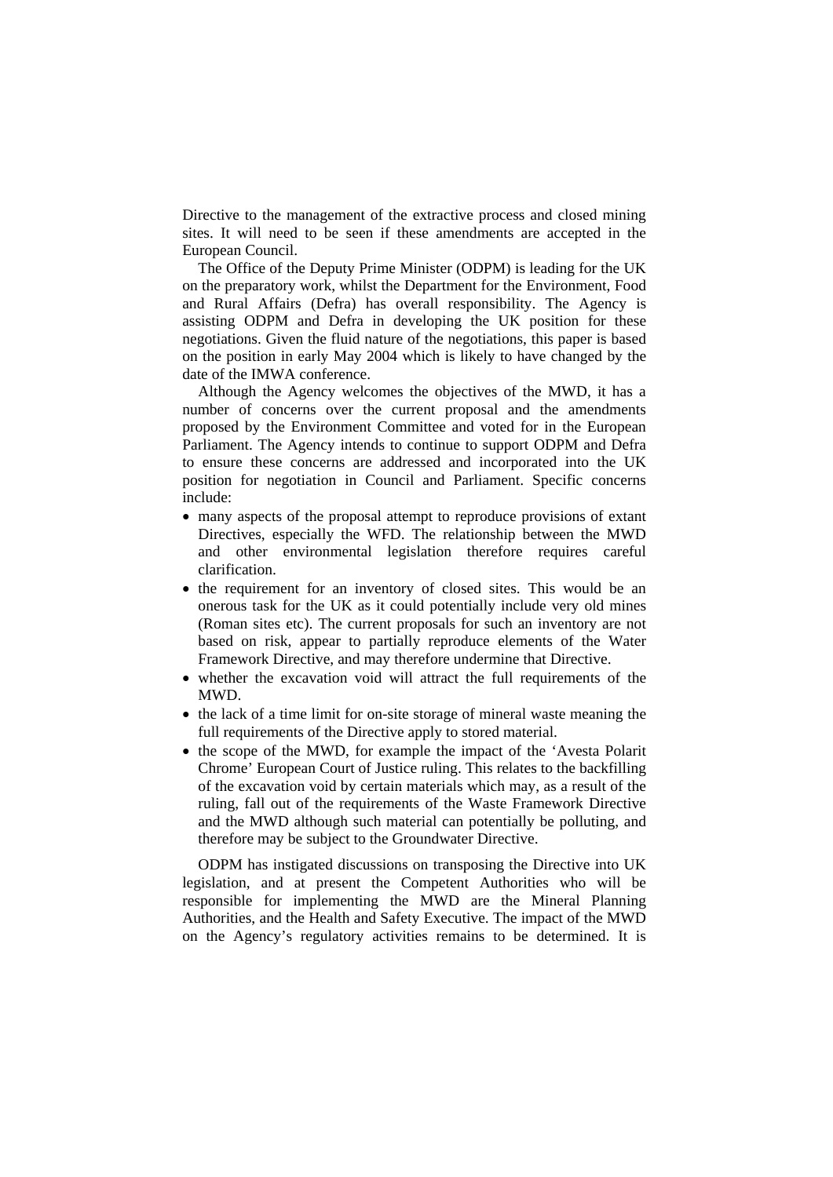Directive to the management of the extractive process and closed mining sites. It will need to be seen if these amendments are accepted in the European Council.

The Office of the Deputy Prime Minister (ODPM) is leading for the UK on the preparatory work, whilst the Department for the Environment, Food and Rural Affairs (Defra) has overall responsibility. The Agency is assisting ODPM and Defra in developing the UK position for these negotiations. Given the fluid nature of the negotiations, this paper is based on the position in early May 2004 which is likely to have changed by the date of the IMWA conference.

Although the Agency welcomes the objectives of the MWD, it has a number of concerns over the current proposal and the amendments proposed by the Environment Committee and voted for in the European Parliament. The Agency intends to continue to support ODPM and Defra to ensure these concerns are addressed and incorporated into the UK position for negotiation in Council and Parliament. Specific concerns include:

- many aspects of the proposal attempt to reproduce provisions of extant Directives, especially the WFD. The relationship between the MWD and other environmental legislation therefore requires careful clarification.
- the requirement for an inventory of closed sites. This would be an onerous task for the UK as it could potentially include very old mines (Roman sites etc). The current proposals for such an inventory are not based on risk, appear to partially reproduce elements of the Water Framework Directive, and may therefore undermine that Directive.
- whether the excavation void will attract the full requirements of the MWD.
- the lack of a time limit for on-site storage of mineral waste meaning the full requirements of the Directive apply to stored material.
- the scope of the MWD, for example the impact of the 'Avesta Polarit Chrome' European Court of Justice ruling. This relates to the backfilling of the excavation void by certain materials which may, as a result of the ruling, fall out of the requirements of the Waste Framework Directive and the MWD although such material can potentially be polluting, and therefore may be subject to the Groundwater Directive.

ODPM has instigated discussions on transposing the Directive into UK legislation, and at present the Competent Authorities who will be responsible for implementing the MWD are the Mineral Planning Authorities, and the Health and Safety Executive. The impact of the MWD on the Agency's regulatory activities remains to be determined. It is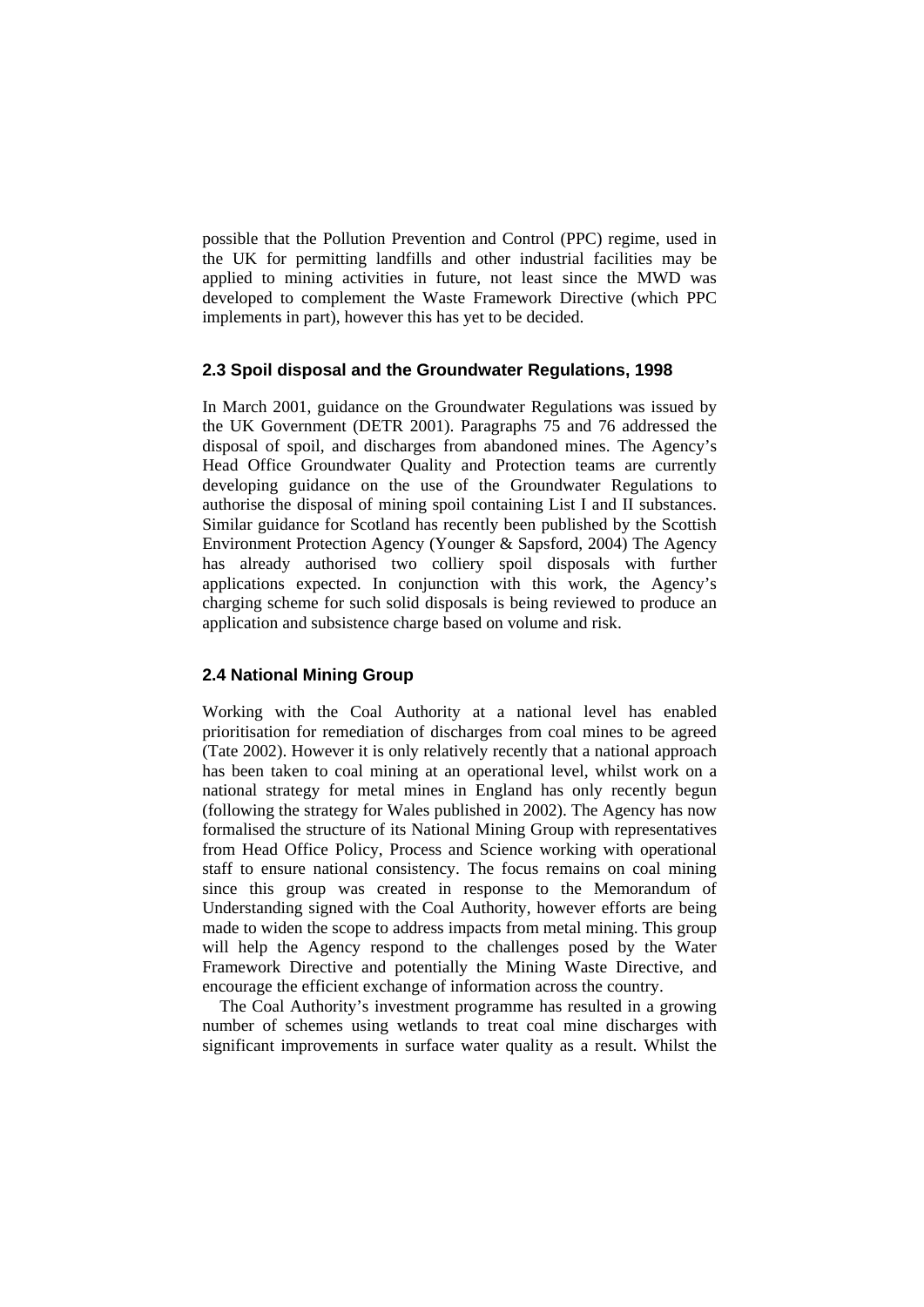possible that the Pollution Prevention and Control (PPC) regime, used in the UK for permitting landfills and other industrial facilities may be applied to mining activities in future, not least since the MWD was developed to complement the Waste Framework Directive (which PPC implements in part), however this has yet to be decided.

## 2.3 Spoil disposal and the Groundwater Regulations, 1998

In March 2001, guidance on the Groundwater Regulations was issued by the UK Government (DETR 2001). Paragraphs 75 and 76 addressed the disposal of spoil, and discharges from abandoned mines. The Agency's Head Office Groundwater Quality and Protection teams are currently developing guidance on the use of the Groundwater Regulations to authorise the disposal of mining spoil containing List I and II substances. Similar guidance for Scotland has recently been published by the Scottish Environment Protection Agency (Younger & Sapsford, 2004) The Agency has already authorised two colliery spoil disposals with further applications expected. In conjunction with this work, the Agency's charging scheme for such solid disposals is being reviewed to produce an application and subsistence charge based on volume and risk.

## 2.4 National Mining Group

Working with the Coal Authority at a national level has enabled prioritisation for remediation of discharges from coal mines to be agreed (Tate 2002). However it is only relatively recently that a national approach has been taken to coal mining at an operational level, whilst work on a national strategy for metal mines in England has only recently begun (following the strategy for Wales published in 2002). The Agency has now formalised the structure of its National Mining Group with representatives from Head Office Policy, Process and Science working with operational staff to ensure national consistency. The focus remains on coal mining since this group was created in response to the Memorandum of Understanding signed with the Coal Authority, however efforts are being made to widen the scope to address impacts from metal mining. This group will help the Agency respond to the challenges posed by the Water Framework Directive and potentially the Mining Waste Directive, and encourage the efficient exchange of information across the country.

The Coal Authority's investment programme has resulted in a growing number of schemes using wetlands to treat coal mine discharges with significant improvements in surface water quality as a result. Whilst the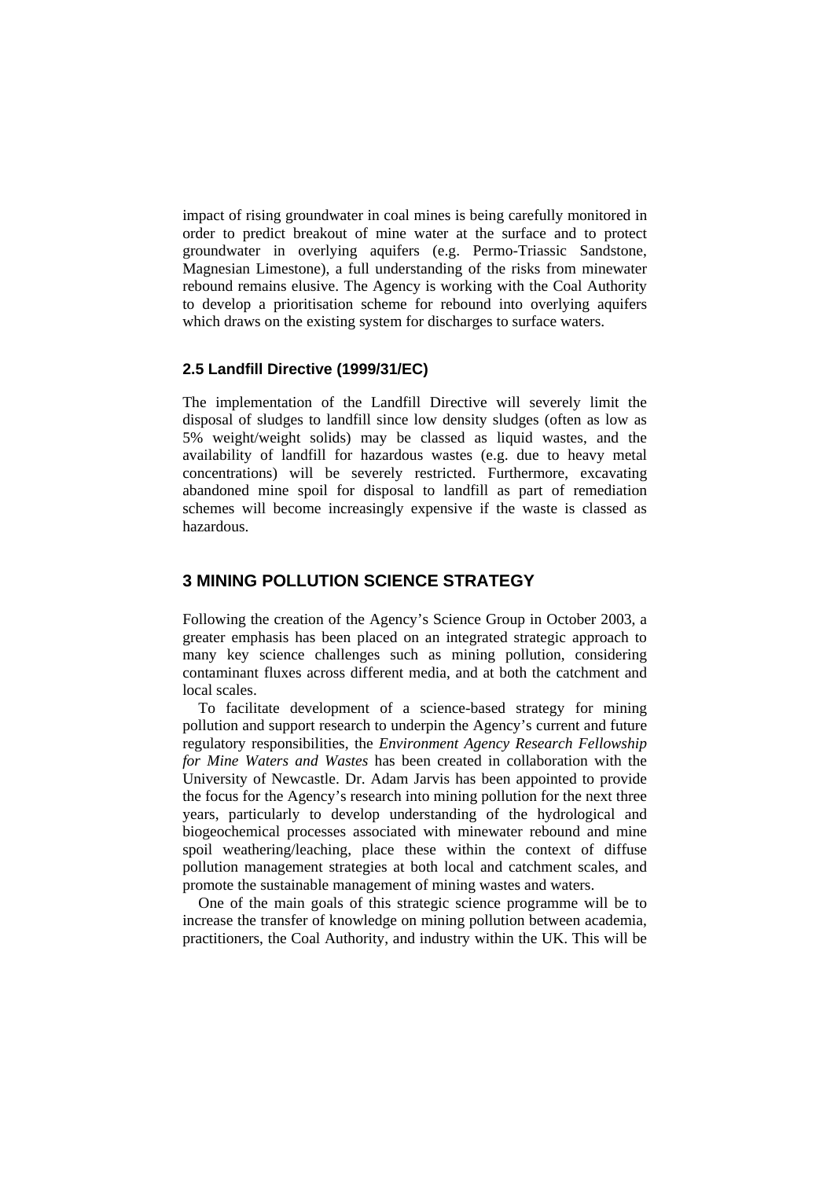impact of rising groundwater in coal mines is being carefully monitored in order to predict breakout of mine water at the surface and to protect groundwater in overlying aquifers (e.g. Permo-Triassic Sandstone, Magnesian Limestone), a full understanding of the risks from minewater rebound remains elusive. The Agency is working with the Coal Authority to develop a prioritisation scheme for rebound into overlying aquifers which draws on the existing system for discharges to surface waters.

### 2.5 Landfill Directive (1999/31/EC)

The implementation of the Landfill Directive will severely limit the disposal of sludges to landfill since low density sludges (often as low as 5% weight/weight solids) may be classed as liquid wastes, and the availability of landfill for hazardous wastes (e.g. due to heavy metal concentrations) will be severely restricted. Furthermore, excavating abandoned mine spoil for disposal to landfill as part of remediation schemes will become increasingly expensive if the waste is classed as hazardous.

## 3 MINING POLLUTION SCIENCE STRATEGY

Following the creation of the Agency's Science Group in October 2003, a greater emphasis has been placed on an integrated strategic approach to many key science challenges such as mining pollution, considering contaminant fluxes across different media, and at both the catchment and local scales.

To facilitate development of a science-based strategy for mining pollution and support research to underpin the Agency's current and future regulatory responsibilities, the *Environment Agency Research Fellowship for Mine Waters and Wastes* has been created in collaboration with the University of Newcastle. Dr. Adam Jarvis has been appointed to provide the focus for the Agency's research into mining pollution for the next three years, particularly to develop understanding of the hydrological and biogeochemical processes associated with minewater rebound and mine spoil weathering/leaching, place these within the context of diffuse pollution management strategies at both local and catchment scales, and promote the sustainable management of mining wastes and waters.

One of the main goals of this strategic science programme will be to increase the transfer of knowledge on mining pollution between academia, practitioners, the Coal Authority, and industry within the UK. This will be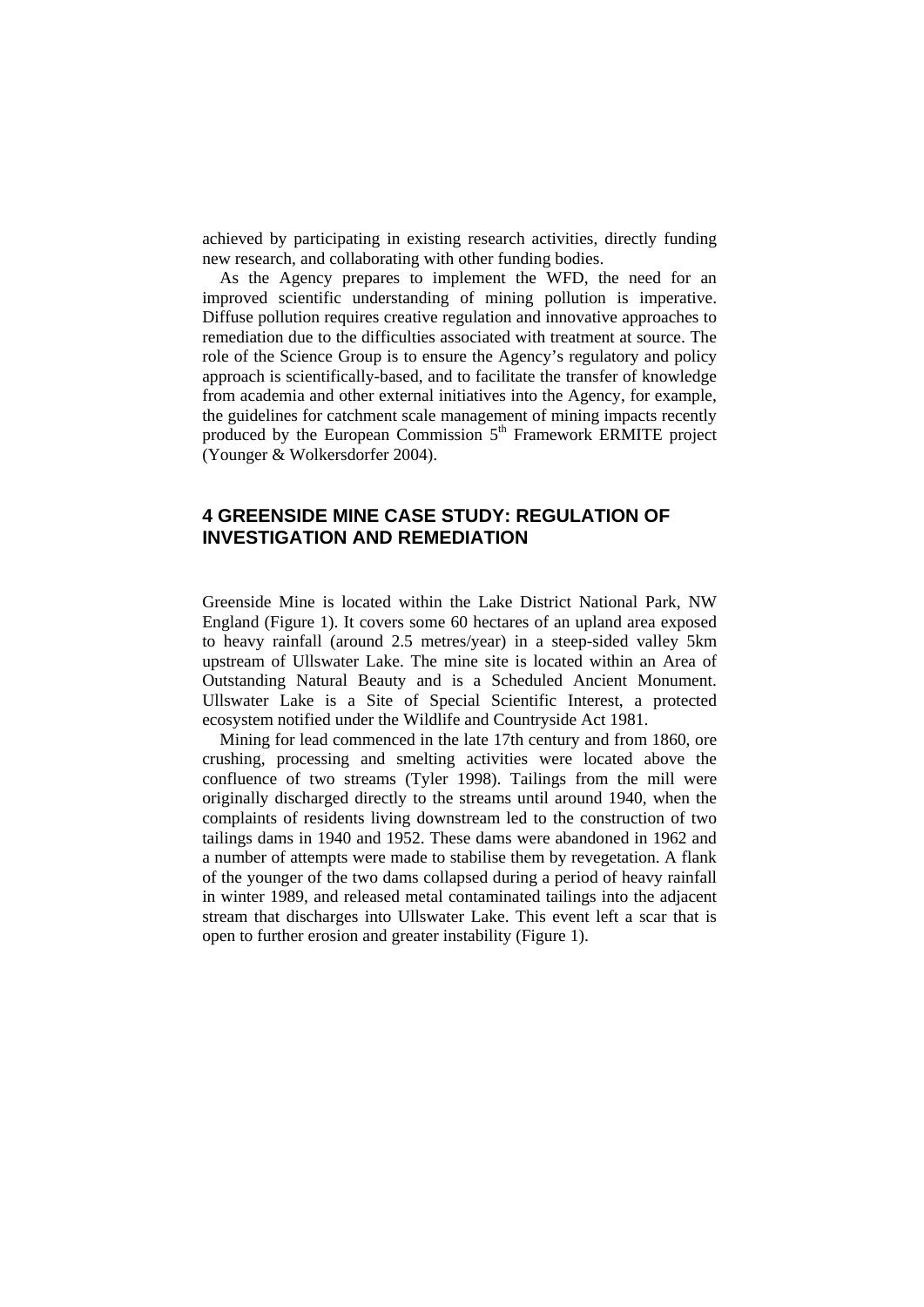achieved by participating in existing research activities, directly funding new research, and collaborating with other funding bodies.

As the Agency prepares to implement the WFD, the need for an improved scientific understanding of mining pollution is imperative. Diffuse pollution requires creative regulation and innovative approaches to remediation due to the difficulties associated with treatment at source. The role of the Science Group is to ensure the Agency's regulatory and policy approach is scientifically-based, and to facilitate the transfer of knowledge from academia and other external initiatives into the Agency, for example, the guidelines for catchment scale management of mining impacts recently produced by the European Commission 5th Framework ERMITE project (Younger & Wolkersdorfer 2004).

## 4 GREENSIDE MINE CASE STUDY: REGULATION OF INVESTIGATION AND REMEDIATION

Greenside Mine is located within the Lake District National Park, NW England (Figure 1). It covers some 60 hectares of an upland area exposed to heavy rainfall (around 2.5 metres/year) in a steep-sided valley 5km upstream of Ullswater Lake. The mine site is located within an Area of Outstanding Natural Beauty and is a Scheduled Ancient Monument. Ullswater Lake is a Site of Special Scientific Interest, a protected ecosystem notified under the Wildlife and Countryside Act 1981.

Mining for lead commenced in the late 17th century and from 1860, ore crushing, processing and smelting activities were located above the confluence of two streams (Tyler 1998). Tailings from the mill were originally discharged directly to the streams until around 1940, when the complaints of residents living downstream led to the construction of two tailings dams in 1940 and 1952. These dams were abandoned in 1962 and a number of attempts were made to stabilise them by revegetation. A flank of the younger of the two dams collapsed during a period of heavy rainfall in winter 1989, and released metal contaminated tailings into the adjacent stream that discharges into Ullswater Lake. This event left a scar that is open to further erosion and greater instability (Figure 1).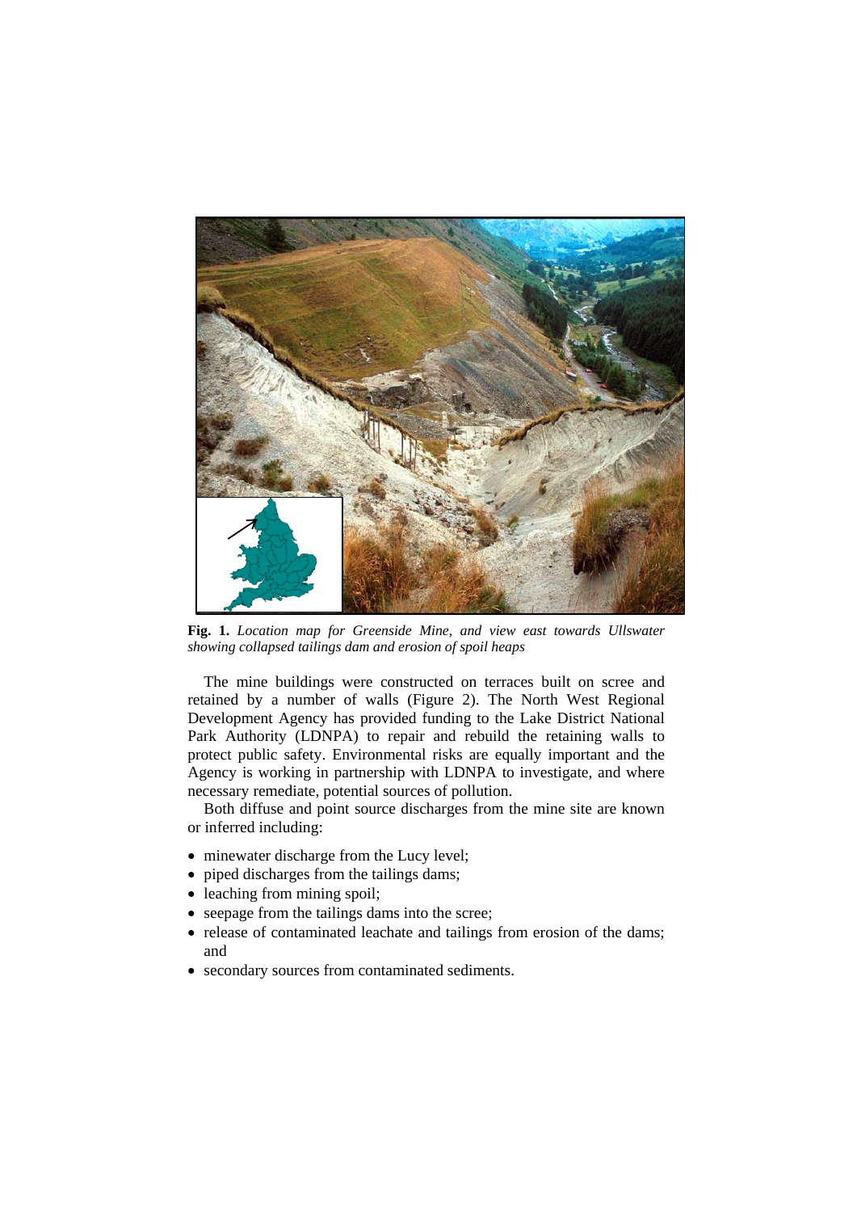**Fig. 1.** *Location map for Greenside Mine, and view east towards Ullswater showing collapsed tailings dam and erosion of spoil heaps*

The mine buildings were constructed on terraces built on scree and retained by a number of walls (Figure 2). The North West Regional Development Agency has provided funding to the Lake District National Park Authority (LDNPA) to repair and rebuild the retaining walls to protect public safety. Environmental risks are equally important and the Agency is working in partnership with LDNPA to investigate, and where necessary remediate, potential sources of pollution.

Both diffuse and point source discharges from the mine site are known or inferred including:

- minewater discharge from the Lucy level;
- piped discharges from the tailings dams;
- leaching from mining spoil;
- seepage from the tailings dams into the scree;
- release of contaminated leachate and tailings from erosion of the dams; and
- secondary sources from contaminated sediments.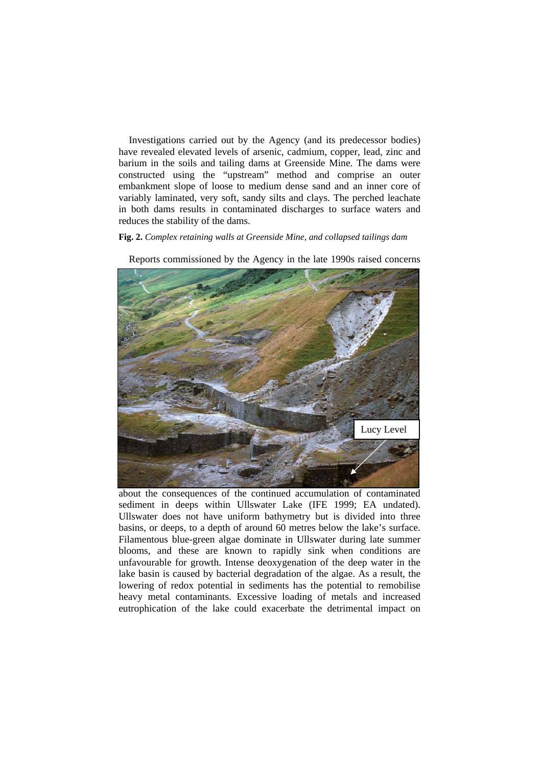Investigations carried out by the Agency (and its predecessor bodies) have revealed elevated levels of arsenic, cadmium, copper, lead, zinc and barium in the soils and tailing dams at Greenside Mine. The dams were constructed using the "upstream" method and comprise an outer embankment slope of loose to medium dense sand and an inner core of variably laminated, very soft, sandy silts and clays. The perched leachate in both dams results in contaminated discharges to surface waters and reduces the stability of the dams.

**Fig. 2.** *Complex retaining walls at Greenside Mine, and collapsed tailings dam*

Reports commissioned by the Agency in the late 1990s raised concerns about the consequences of the continued accumulation of contaminated sediment in deeps within Ullswater Lake (IFE 1999; EA undated). Ullswater does not have uniform bathymetry but is divided into three basins, or deeps, to a depth of around 60 metres below the lake's surface. Filamentous blue-green algae dominate in Ullswater during late summer blooms, and these are known to rapidly sink when conditions are unfavourable for growth. Intense deoxygenation of the deep water in the lake basin is caused by bacterial degradation of the algae. As a result, the lowering of redox potential in sediments has the potential to remobilise heavy metal contaminants. Excessive loading of metals and increased eutrophication of the lake could exacerbate the detrimental impact on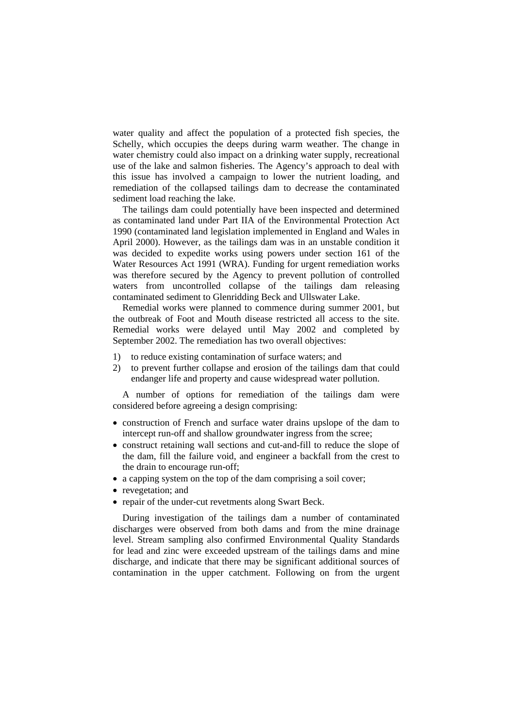water quality and affect the population of a protected fish species, the Schelly, which occupies the deeps during warm weather. The change in water chemistry could also impact on a drinking water supply, recreational use of the lake and salmon fisheries. The Agency's approach to deal with this issue has involved a campaign to lower the nutrient loading, and remediation of the collapsed tailings dam to decrease the contaminated sediment load reaching the lake.

The tailings dam could potentially have been inspected and determined as contaminated land under Part IIA of the Environmental Protection Act 1990 (contaminated land legislation implemented in England and Wales in April 2000). However, as the tailings dam was in an unstable condition it was decided to expedite works using powers under section 161 of the Water Resources Act 1991 (WRA). Funding for urgent remediation works was therefore secured by the Agency to prevent pollution of controlled waters from uncontrolled collapse of the tailings dam releasing contaminated sediment to Glenridding Beck and Ullswater Lake.

Remedial works were planned to commence during summer 2001, but the outbreak of Foot and Mouth disease restricted all access to the site. Remedial works were delayed until May 2002 and completed by September 2002. The remediation has two overall objectives:

1) to reduce existing contamination of surface waters; and
2) to prevent further collapse and erosion of the tailings dam that could endanger life and property and cause widespread water pollution.

A number of options for remediation of the tailings dam were considered before agreeing a design comprising:

- construction of French and surface water drains upslope of the dam to intercept run-off and shallow groundwater ingress from the scree;
- construct retaining wall sections and cut-and-fill to reduce the slope of the dam, fill the failure void, and engineer a backfall from the crest to the drain to encourage run-off;
- a capping system on the top of the dam comprising a soil cover;
- revegetation; and
- repair of the under-cut revetments along Swart Beck.

During investigation of the tailings dam a number of contaminated discharges were observed from both dams and from the mine drainage level. Stream sampling also confirmed Environmental Quality Standards for lead and zinc were exceeded upstream of the tailings dams and mine discharge, and indicate that there may be significant additional sources of contamination in the upper catchment. Following on from the urgent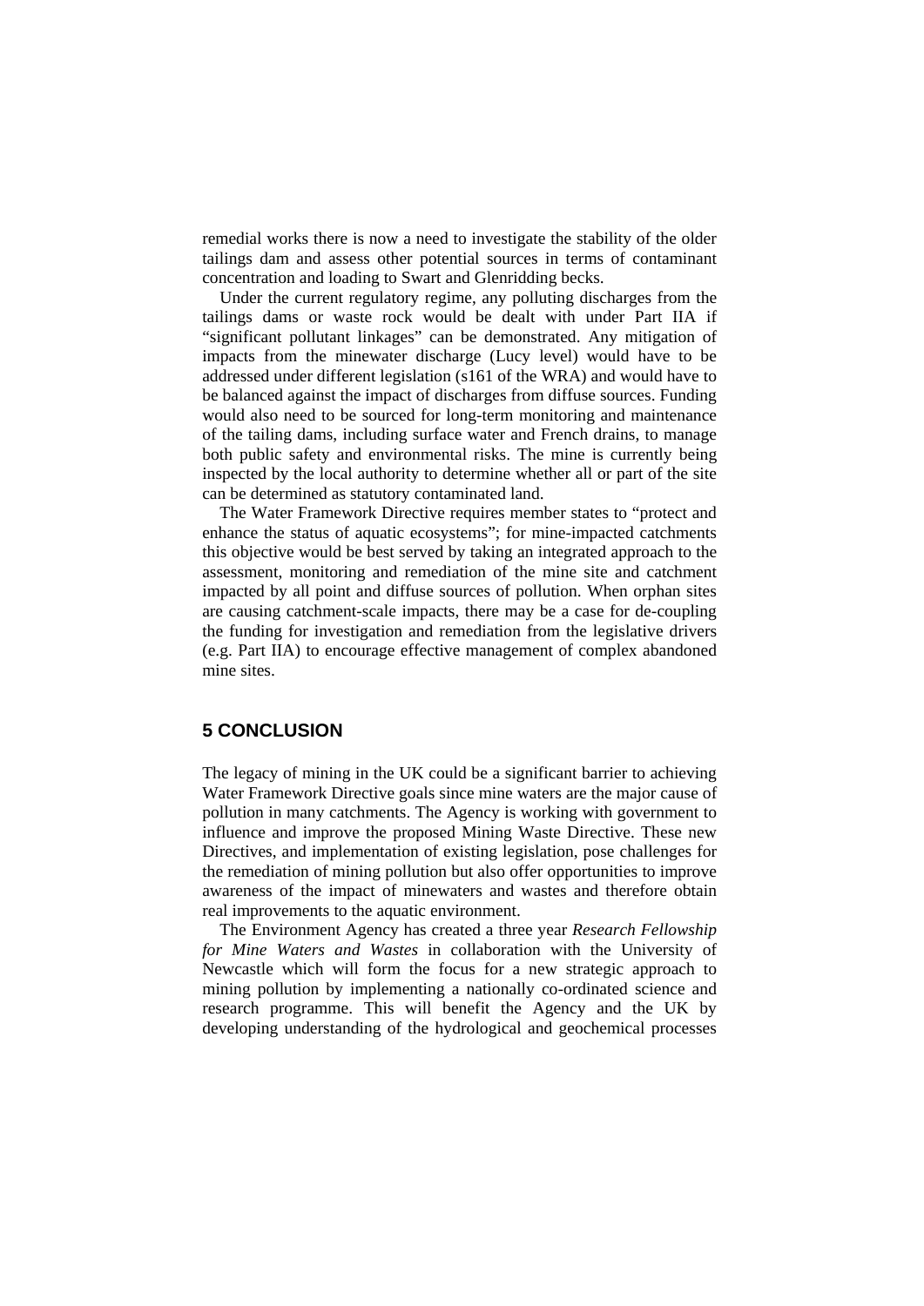remedial works there is now a need to investigate the stability of the older tailings dam and assess other potential sources in terms of contaminant concentration and loading to Swart and Glenridding becks.

Under the current regulatory regime, any polluting discharges from the tailings dams or waste rock would be dealt with under Part IIA if "significant pollutant linkages" can be demonstrated. Any mitigation of impacts from the minewater discharge (Lucy level) would have to be addressed under different legislation (s161 of the WRA) and would have to be balanced against the impact of discharges from diffuse sources. Funding would also need to be sourced for long-term monitoring and maintenance of the tailing dams, including surface water and French drains, to manage both public safety and environmental risks. The mine is currently being inspected by the local authority to determine whether all or part of the site can be determined as statutory contaminated land.

The Water Framework Directive requires member states to "protect and enhance the status of aquatic ecosystems"; for mine-impacted catchments this objective would be best served by taking an integrated approach to the assessment, monitoring and remediation of the mine site and catchment impacted by all point and diffuse sources of pollution. When orphan sites are causing catchment-scale impacts, there may be a case for de-coupling the funding for investigation and remediation from the legislative drivers (e.g. Part IIA) to encourage effective management of complex abandoned mine sites.

## 5 CONCLUSION

The legacy of mining in the UK could be a significant barrier to achieving Water Framework Directive goals since mine waters are the major cause of pollution in many catchments. The Agency is working with government to influence and improve the proposed Mining Waste Directive. These new Directives, and implementation of existing legislation, pose challenges for the remediation of mining pollution but also offer opportunities to improve awareness of the impact of minewaters and wastes and therefore obtain real improvements to the aquatic environment.

The Environment Agency has created a three year *Research Fellowship for Mine Waters and Wastes* in collaboration with the University of Newcastle which will form the focus for a new strategic approach to mining pollution by implementing a nationally co-ordinated science and research programme. This will benefit the Agency and the UK by developing understanding of the hydrological and geochemical processes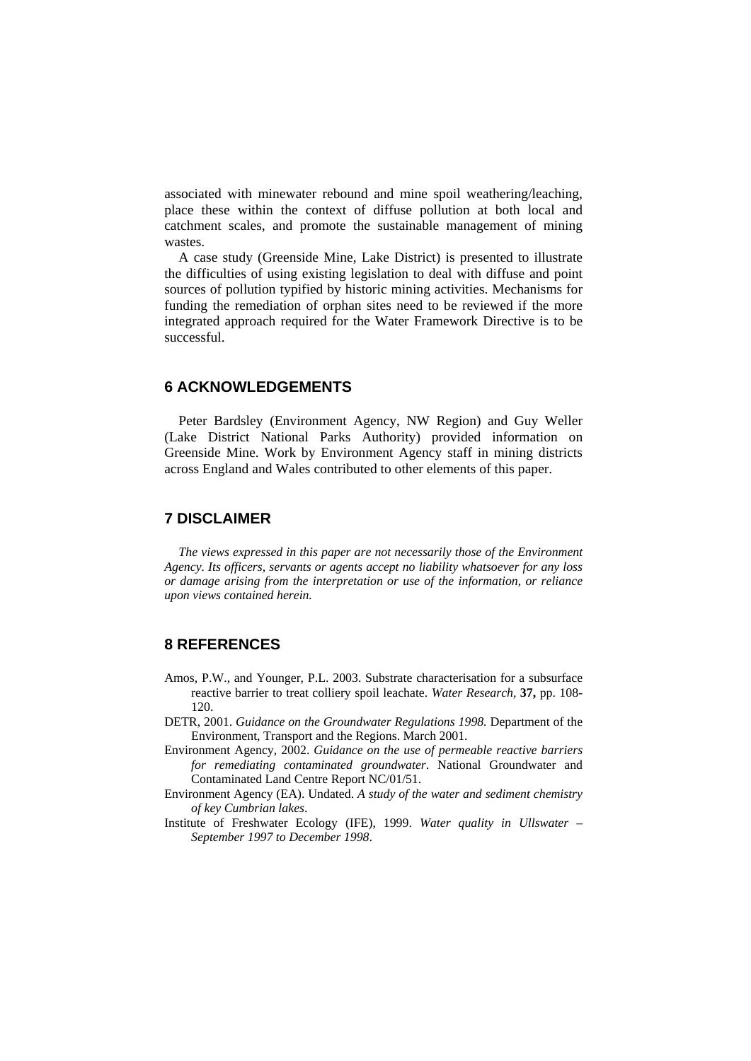associated with minewater rebound and mine spoil weathering/leaching, place these within the context of diffuse pollution at both local and catchment scales, and promote the sustainable management of mining wastes.

A case study (Greenside Mine, Lake District) is presented to illustrate the difficulties of using existing legislation to deal with diffuse and point sources of pollution typified by historic mining activities. Mechanisms for funding the remediation of orphan sites need to be reviewed if the more integrated approach required for the Water Framework Directive is to be successful.

## 6 ACKNOWLEDGEMENTS

Peter Bardsley (Environment Agency, NW Region) and Guy Weller (Lake District National Parks Authority) provided information on Greenside Mine. Work by Environment Agency staff in mining districts across England and Wales contributed to other elements of this paper.

## 7 DISCLAIMER

*The views expressed in this paper are not necessarily those of the Environment Agency. Its officers, servants or agents accept no liability whatsoever for any loss or damage arising from the interpretation or use of the information, or reliance upon views contained herein.*

## 8 REFERENCES

Amos, P.W., and Younger, P.L. 2003. Substrate characterisation for a subsurface reactive barrier to treat colliery spoil leachate. *Water Research,* **37,** pp. 108-120.

DETR, 2001. *Guidance on the Groundwater Regulations 1998.* Department of the Environment, Transport and the Regions. March 2001.

Environment Agency, 2002. *Guidance on the use of permeable reactive barriers for remediating contaminated groundwater*. National Groundwater and Contaminated Land Centre Report NC/01/51.

Environment Agency (EA). Undated. *A study of the water and sediment chemistry of key Cumbrian lakes*.

Institute of Freshwater Ecology (IFE), 1999. *Water quality in Ullswater – September 1997 to December 1998*.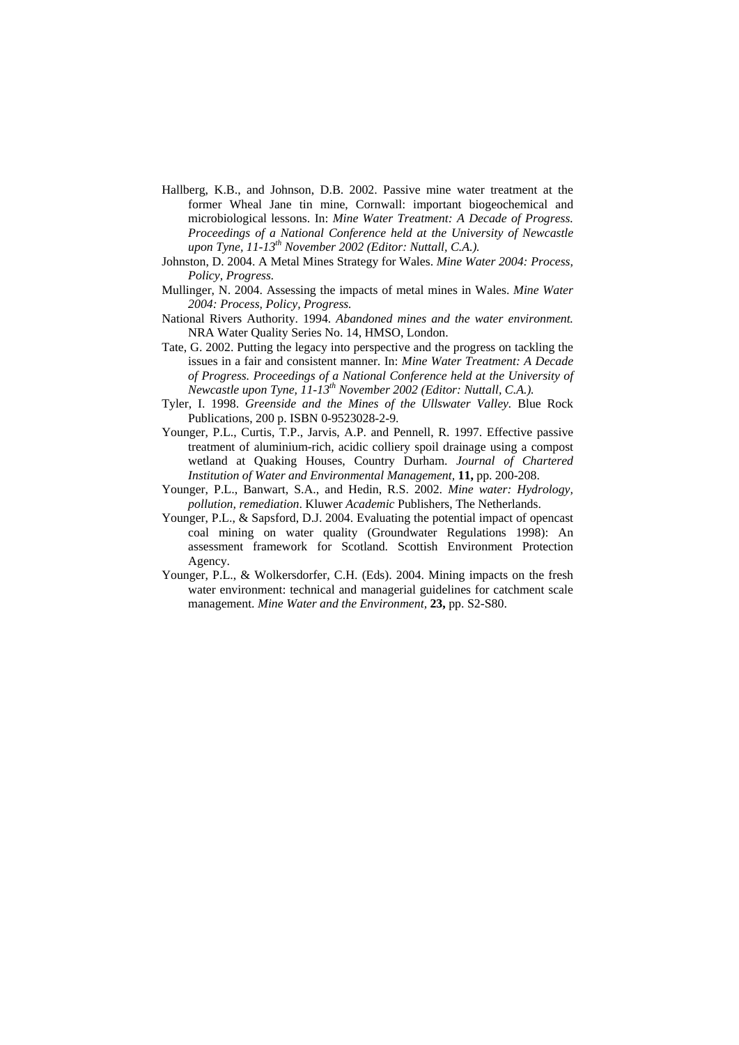Hallberg, K.B., and Johnson, D.B. 2002. Passive mine water treatment at the former Wheal Jane tin mine, Cornwall: important biogeochemical and microbiological lessons. In: *Mine Water Treatment: A Decade of Progress. Proceedings of a National Conference held at the University of Newcastle upon Tyne, 11-13$^{th}$ November 2002 (Editor: Nuttall, C.A.).*

Johnston, D. 2004. A Metal Mines Strategy for Wales. *Mine Water 2004: Process, Policy, Progress.*

Mullinger, N. 2004. Assessing the impacts of metal mines in Wales. *Mine Water 2004: Process, Policy, Progress.*

National Rivers Authority. 1994. *Abandoned mines and the water environment.* NRA Water Quality Series No. 14, HMSO, London.

Tate, G. 2002. Putting the legacy into perspective and the progress on tackling the issues in a fair and consistent manner. In: *Mine Water Treatment: A Decade of Progress. Proceedings of a National Conference held at the University of Newcastle upon Tyne, 11-13$^{th}$ November 2002 (Editor: Nuttall, C.A.).*

Tyler, I. 1998. *Greenside and the Mines of the Ullswater Valley.* Blue Rock Publications, 200 p. ISBN 0-9523028-2-9.

Younger, P.L., Curtis, T.P., Jarvis, A.P. and Pennell, R. 1997. Effective passive treatment of aluminium-rich, acidic colliery spoil drainage using a compost wetland at Quaking Houses, Country Durham. *Journal of Chartered Institution of Water and Environmental Management*, **11,** pp. 200-208.

Younger, P.L., Banwart, S.A., and Hedin, R.S. 2002. *Mine water: Hydrology, pollution, remediation*. Kluwer *Academic* Publishers, The Netherlands.

Younger, P.L., & Sapsford, D.J. 2004. Evaluating the potential impact of opencast coal mining on water quality (Groundwater Regulations 1998): An assessment framework for Scotland. Scottish Environment Protection Agency.

Younger, P.L., & Wolkersdorfer, C.H. (Eds). 2004. Mining impacts on the fresh water environment: technical and managerial guidelines for catchment scale management. *Mine Water and the Environment*, **23,** pp. S2-S80.